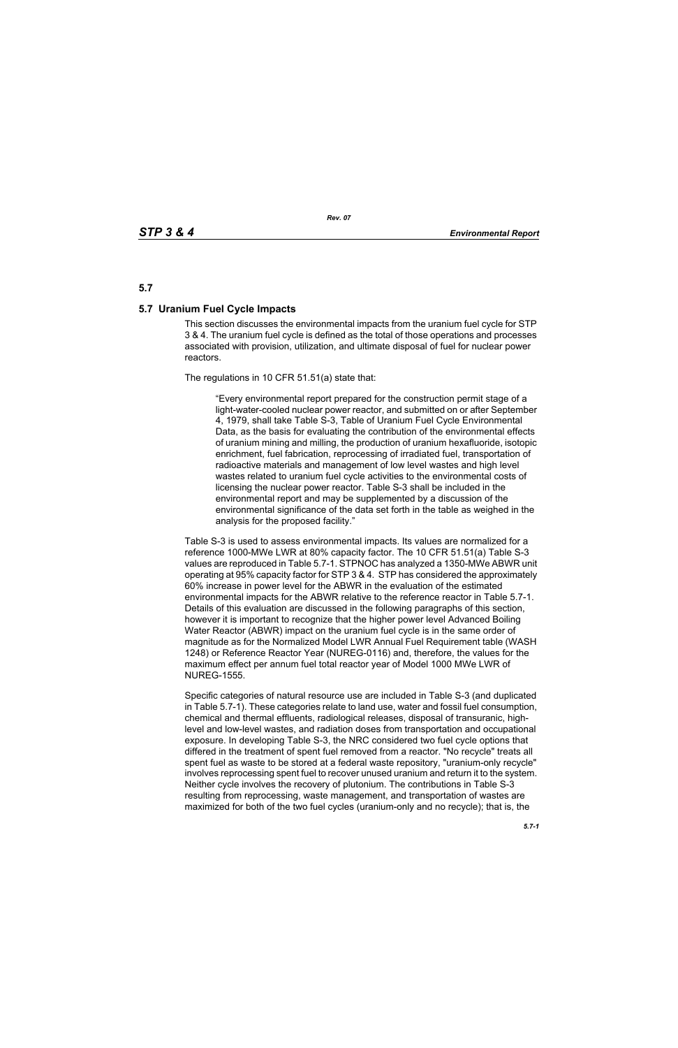## 5.7

## 5.7 Uranium Fuel Cycle Impacts

This section discusses the environmental impacts from the uranium fuel cycle for STP 3 & 4. The uranium fuel cycle is defined as the total of those operations and processes associated with provision, utilization, and ultimate disposal of fuel for nuclear power reactors.

The regulations in 10 CFR 51.51(a) state that:

> "Every environmental report prepared for the construction permit stage of a light-water-cooled nuclear power reactor, and submitted on or after September 4, 1979, shall take Table S-3, Table of Uranium Fuel Cycle Environmental Data, as the basis for evaluating the contribution of the environmental effects of uranium mining and milling, the production of uranium hexafluoride, isotopic enrichment, fuel fabrication, reprocessing of irradiated fuel, transportation of radioactive materials and management of low level wastes and high level wastes related to uranium fuel cycle activities to the environmental costs of licensing the nuclear power reactor. Table S-3 shall be included in the environmental report and may be supplemented by a discussion of the environmental significance of the data set forth in the table as weighed in the analysis for the proposed facility."

Table S-3 is used to assess environmental impacts. Its values are normalized for a reference 1000-MWe LWR at 80% capacity factor. The 10 CFR 51.51(a) Table S-3 values are reproduced in Table 5.7-1. STPNOC has analyzed a 1350-MWe ABWR unit operating at 95% capacity factor for STP 3 & 4. STP has considered the approximately 60% increase in power level for the ABWR in the evaluation of the estimated environmental impacts for the ABWR relative to the reference reactor in Table 5.7-1. Details of this evaluation are discussed in the following paragraphs of this section, however it is important to recognize that the higher power level Advanced Boiling Water Reactor (ABWR) impact on the uranium fuel cycle is in the same order of magnitude as for the Normalized Model LWR Annual Fuel Requirement table (WASH 1248) or Reference Reactor Year (NUREG-0116) and, therefore, the values for the maximum effect per annum fuel total reactor year of Model 1000 MWe LWR of NUREG-1555.

Specific categories of natural resource use are included in Table S-3 (and duplicated in Table 5.7-1). These categories relate to land use, water and fossil fuel consumption, chemical and thermal effluents, radiological releases, disposal of transuranic, high-level and low-level wastes, and radiation doses from transportation and occupational exposure. In developing Table S-3, the NRC considered two fuel cycle options that differed in the treatment of spent fuel removed from a reactor. "No recycle" treats all spent fuel as waste to be stored at a federal waste repository, "uranium-only recycle" involves reprocessing spent fuel to recover unused uranium and return it to the system. Neither cycle involves the recovery of plutonium. The contributions in Table S-3 resulting from reprocessing, waste management, and transportation of wastes are maximized for both of the two fuel cycles (uranium-only and no recycle); that is, the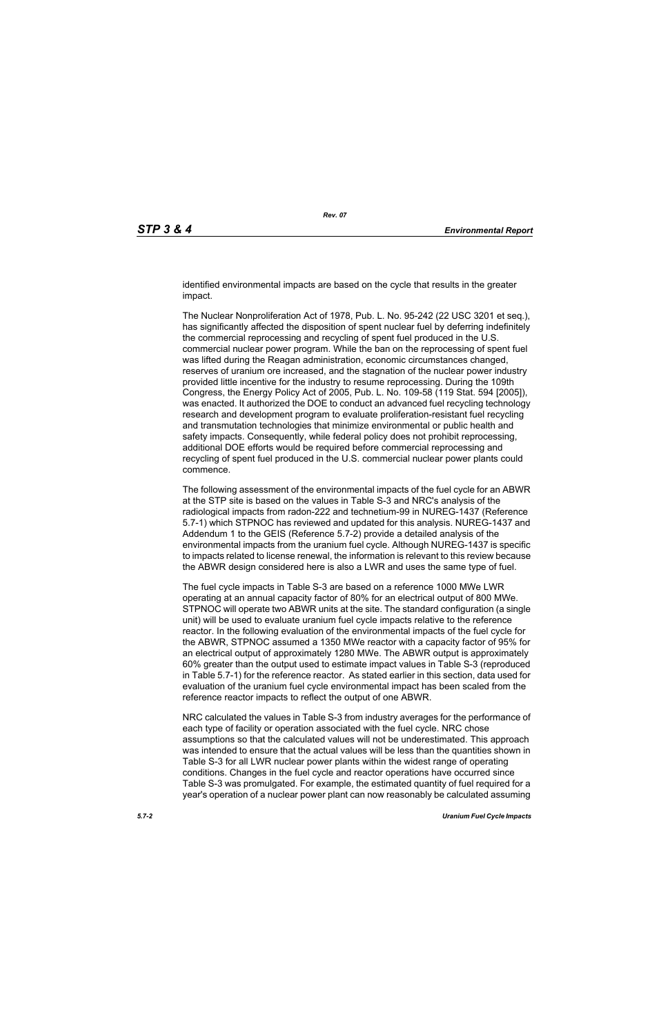identified environmental impacts are based on the cycle that results in the greater impact.

The Nuclear Nonproliferation Act of 1978, Pub. L. No. 95-242 (22 USC 3201 et seq.), has significantly affected the disposition of spent nuclear fuel by deferring indefinitely the commercial reprocessing and recycling of spent fuel produced in the U.S. commercial nuclear power program. While the ban on the reprocessing of spent fuel was lifted during the Reagan administration, economic circumstances changed, reserves of uranium ore increased, and the stagnation of the nuclear power industry provided little incentive for the industry to resume reprocessing. During the 109th Congress, the Energy Policy Act of 2005, Pub. L. No. 109-58 (119 Stat. 594 [2005]), was enacted. It authorized the DOE to conduct an advanced fuel recycling technology research and development program to evaluate proliferation-resistant fuel recycling and transmutation technologies that minimize environmental or public health and safety impacts. Consequently, while federal policy does not prohibit reprocessing, additional DOE efforts would be required before commercial reprocessing and recycling of spent fuel produced in the U.S. commercial nuclear power plants could commence.

The following assessment of the environmental impacts of the fuel cycle for an ABWR at the STP site is based on the values in Table S-3 and NRC's analysis of the radiological impacts from radon-222 and technetium-99 in NUREG-1437 (Reference 5.7-1) which STPNOC has reviewed and updated for this analysis. NUREG-1437 and Addendum 1 to the GEIS (Reference 5.7-2) provide a detailed analysis of the environmental impacts from the uranium fuel cycle. Although NUREG-1437 is specific to impacts related to license renewal, the information is relevant to this review because the ABWR design considered here is also a LWR and uses the same type of fuel.

The fuel cycle impacts in Table S-3 are based on a reference 1000 MWe LWR operating at an annual capacity factor of 80% for an electrical output of 800 MWe. STPNOC will operate two ABWR units at the site. The standard configuration (a single unit) will be used to evaluate uranium fuel cycle impacts relative to the reference reactor. In the following evaluation of the environmental impacts of the fuel cycle for the ABWR, STPNOC assumed a 1350 MWe reactor with a capacity factor of 95% for an electrical output of approximately 1280 MWe. The ABWR output is approximately 60% greater than the output used to estimate impact values in Table S-3 (reproduced in Table 5.7-1) for the reference reactor. As stated earlier in this section, data used for evaluation of the uranium fuel cycle environmental impact has been scaled from the reference reactor impacts to reflect the output of one ABWR.

NRC calculated the values in Table S-3 from industry averages for the performance of each type of facility or operation associated with the fuel cycle. NRC chose assumptions so that the calculated values will not be underestimated. This approach was intended to ensure that the actual values will be less than the quantities shown in Table S-3 for all LWR nuclear power plants within the widest range of operating conditions. Changes in the fuel cycle and reactor operations have occurred since Table S-3 was promulgated. For example, the estimated quantity of fuel required for a year's operation of a nuclear power plant can now reasonably be calculated assuming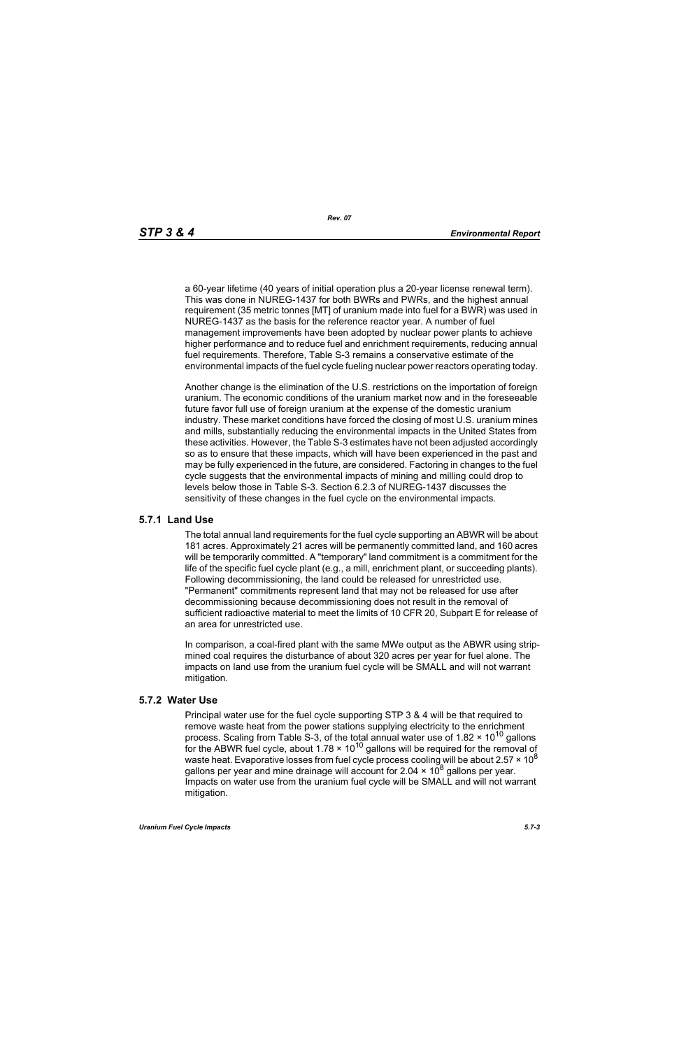a 60-year lifetime (40 years of initial operation plus a 20-year license renewal term). This was done in NUREG-1437 for both BWRs and PWRs, and the highest annual requirement (35 metric tonnes [MT] of uranium made into fuel for a BWR) was used in NUREG-1437 as the basis for the reference reactor year. A number of fuel management improvements have been adopted by nuclear power plants to achieve higher performance and to reduce fuel and enrichment requirements, reducing annual fuel requirements. Therefore, Table S-3 remains a conservative estimate of the environmental impacts of the fuel cycle fueling nuclear power reactors operating today.

Another change is the elimination of the U.S. restrictions on the importation of foreign uranium. The economic conditions of the uranium market now and in the foreseeable future favor full use of foreign uranium at the expense of the domestic uranium industry. These market conditions have forced the closing of most U.S. uranium mines and mills, substantially reducing the environmental impacts in the United States from these activities. However, the Table S-3 estimates have not been adjusted accordingly so as to ensure that these impacts, which will have been experienced in the past and may be fully experienced in the future, are considered. Factoring in changes to the fuel cycle suggests that the environmental impacts of mining and milling could drop to levels below those in Table S-3. Section 6.2.3 of NUREG-1437 discusses the sensitivity of these changes in the fuel cycle on the environmental impacts.

## 5.7.1 Land Use

The total annual land requirements for the fuel cycle supporting an ABWR will be about 181 acres. Approximately 21 acres will be permanently committed land, and 160 acres will be temporarily committed. A "temporary" land commitment is a commitment for the life of the specific fuel cycle plant (e.g., a mill, enrichment plant, or succeeding plants). Following decommissioning, the land could be released for unrestricted use. "Permanent" commitments represent land that may not be released for use after decommissioning because decommissioning does not result in the removal of sufficient radioactive material to meet the limits of 10 CFR 20, Subpart E for release of an area for unrestricted use.

In comparison, a coal-fired plant with the same MWe output as the ABWR using strip-mined coal requires the disturbance of about 320 acres per year for fuel alone. The impacts on land use from the uranium fuel cycle will be SMALL and will not warrant mitigation.

## 5.7.2 Water Use

Principal water use for the fuel cycle supporting STP 3 & 4 will be that required to remove waste heat from the power stations supplying electricity to the enrichment process. Scaling from Table S-3, of the total annual water use of $1.82 \times 10^{10}$ gallons for the ABWR fuel cycle, about $1.78 \times 10^{10}$ gallons will be required for the removal of waste heat. Evaporative losses from fuel cycle process cooling will be about $2.57 \times 10^{8}$ gallons per year and mine drainage will account for $2.04 \times 10^{8}$ gallons per year. Impacts on water use from the uranium fuel cycle will be SMALL and will not warrant mitigation.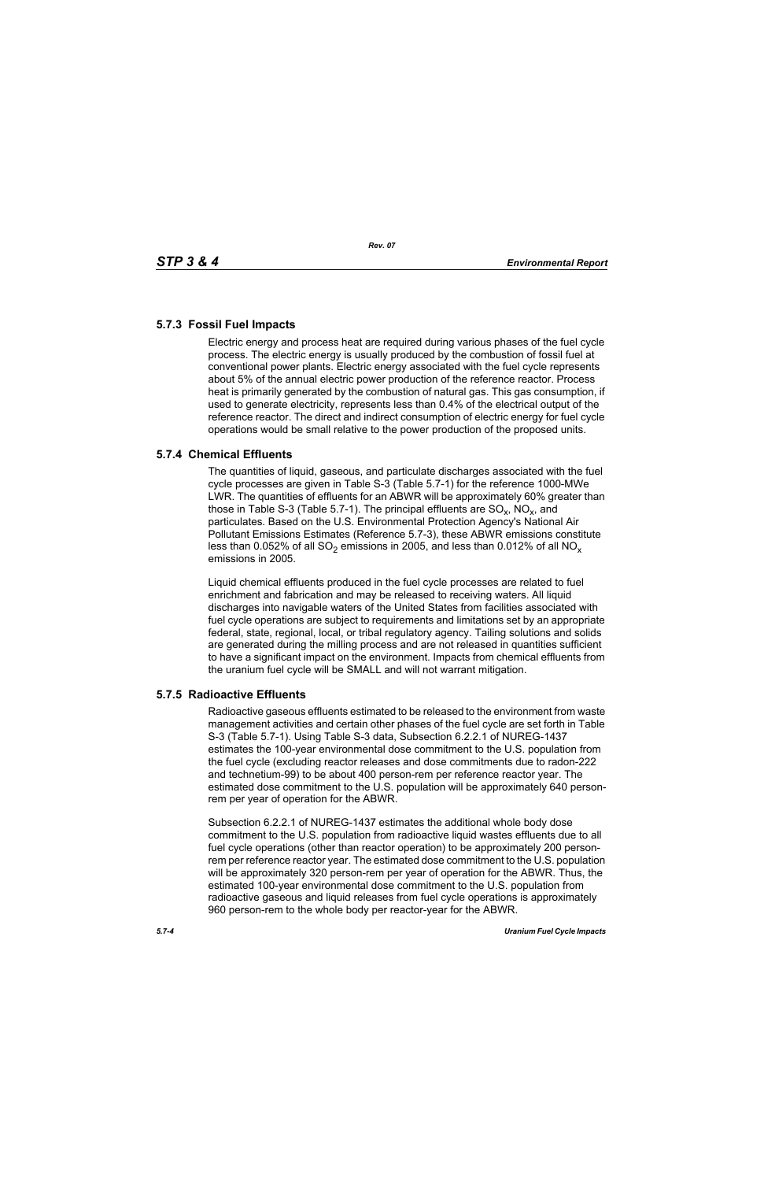### 5.7.3 Fossil Fuel Impacts

Electric energy and process heat are required during various phases of the fuel cycle process. The electric energy is usually produced by the combustion of fossil fuel at conventional power plants. Electric energy associated with the fuel cycle represents about 5% of the annual electric power production of the reference reactor. Process heat is primarily generated by the combustion of natural gas. This gas consumption, if used to generate electricity, represents less than 0.4% of the electrical output of the reference reactor. The direct and indirect consumption of electric energy for fuel cycle operations would be small relative to the power production of the proposed units.

### 5.7.4 Chemical Effluents

The quantities of liquid, gaseous, and particulate discharges associated with the fuel cycle processes are given in Table S-3 (Table 5.7-1) for the reference 1000-MWe LWR. The quantities of effluents for an ABWR will be approximately 60% greater than those in Table S-3 (Table 5.7-1). The principal effluents are $SO_x$, $NO_x$, and particulates. Based on the U.S. Environmental Protection Agency's National Air Pollutant Emissions Estimates (Reference 5.7-3), these ABWR emissions constitute less than 0.052% of all $SO_2$ emissions in 2005, and less than 0.012% of all $NO_x$ emissions in 2005.

Liquid chemical effluents produced in the fuel cycle processes are related to fuel enrichment and fabrication and may be released to receiving waters. All liquid discharges into navigable waters of the United States from facilities associated with fuel cycle operations are subject to requirements and limitations set by an appropriate federal, state, regional, local, or tribal regulatory agency. Tailing solutions and solids are generated during the milling process and are not released in quantities sufficient to have a significant impact on the environment. Impacts from chemical effluents from the uranium fuel cycle will be SMALL and will not warrant mitigation.

### 5.7.5 Radioactive Effluents

Radioactive gaseous effluents estimated to be released to the environment from waste management activities and certain other phases of the fuel cycle are set forth in Table S-3 (Table 5.7-1). Using Table S-3 data, Subsection 6.2.2.1 of NUREG-1437 estimates the 100-year environmental dose commitment to the U.S. population from the fuel cycle (excluding reactor releases and dose commitments due to radon-222 and technetium-99) to be about 400 person-rem per reference reactor year. The estimated dose commitment to the U.S. population will be approximately 640 person-rem per year of operation for the ABWR.

Subsection 6.2.2.1 of NUREG-1437 estimates the additional whole body dose commitment to the U.S. population from radioactive liquid wastes effluents due to all fuel cycle operations (other than reactor operation) to be approximately 200 person-rem per reference reactor year. The estimated dose commitment to the U.S. population will be approximately 320 person-rem per year of operation for the ABWR. Thus, the estimated 100-year environmental dose commitment to the U.S. population from radioactive gaseous and liquid releases from fuel cycle operations is approximately 960 person-rem to the whole body per reactor-year for the ABWR.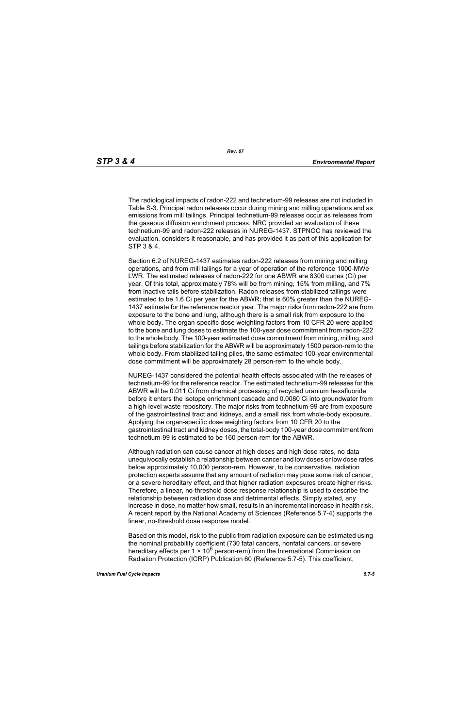The radiological impacts of radon-222 and technetium-99 releases are not included in Table S-3. Principal radon releases occur during mining and milling operations and as emissions from mill tailings. Principal technetium-99 releases occur as releases from the gaseous diffusion enrichment process. NRC provided an evaluation of these technetium-99 and radon-222 releases in NUREG-1437. STPNOC has reviewed the evaluation, considers it reasonable, and has provided it as part of this application for STP 3 & 4.

Section 6.2 of NUREG-1437 estimates radon-222 releases from mining and milling operations, and from mill tailings for a year of operation of the reference 1000-MWe LWR. The estimated releases of radon-222 for one ABWR are 8300 curies (Ci) per year. Of this total, approximately 78% will be from mining, 15% from milling, and 7% from inactive tails before stabilization. Radon releases from stabilized tailings were estimated to be 1.6 Ci per year for the ABWR; that is 60% greater than the NUREG-1437 estimate for the reference reactor year. The major risks from radon-222 are from exposure to the bone and lung, although there is a small risk from exposure to the whole body. The organ-specific dose weighting factors from 10 CFR 20 were applied to the bone and lung doses to estimate the 100-year dose commitment from radon-222 to the whole body. The 100-year estimated dose commitment from mining, milling, and tailings before stabilization for the ABWR will be approximately 1500 person-rem to the whole body. From stabilized tailing piles, the same estimated 100-year environmental dose commitment will be approximately 28 person-rem to the whole body.

NUREG-1437 considered the potential health effects associated with the releases of technetium-99 for the reference reactor. The estimated technetium-99 releases for the ABWR will be 0.011 Ci from chemical processing of recycled uranium hexafluoride before it enters the isotope enrichment cascade and 0.0080 Ci into groundwater from a high-level waste repository. The major risks from technetium-99 are from exposure of the gastrointestinal tract and kidneys, and a small risk from whole-body exposure. Applying the organ-specific dose weighting factors from 10 CFR 20 to the gastrointestinal tract and kidney doses, the total-body 100-year dose commitment from technetium-99 is estimated to be 160 person-rem for the ABWR.

Although radiation can cause cancer at high doses and high dose rates, no data unequivocally establish a relationship between cancer and low doses or low dose rates below approximately 10,000 person-rem. However, to be conservative, radiation protection experts assume that any amount of radiation may pose some risk of cancer, or a severe hereditary effect, and that higher radiation exposures create higher risks. Therefore, a linear, no-threshold dose response relationship is used to describe the relationship between radiation dose and detrimental effects. Simply stated, any increase in dose, no matter how small, results in an incremental increase in health risk. A recent report by the National Academy of Sciences (Reference 5.7-4) supports the linear, no-threshold dose response model.

Based on this model, risk to the public from radiation exposure can be estimated using the nominal probability coefficient (730 fatal cancers, nonfatal cancers, or severe hereditary effects per $1 \times 10^6$ person-rem) from the International Commission on Radiation Protection (ICRP) Publication 60 (Reference 5.7-5). This coefficient,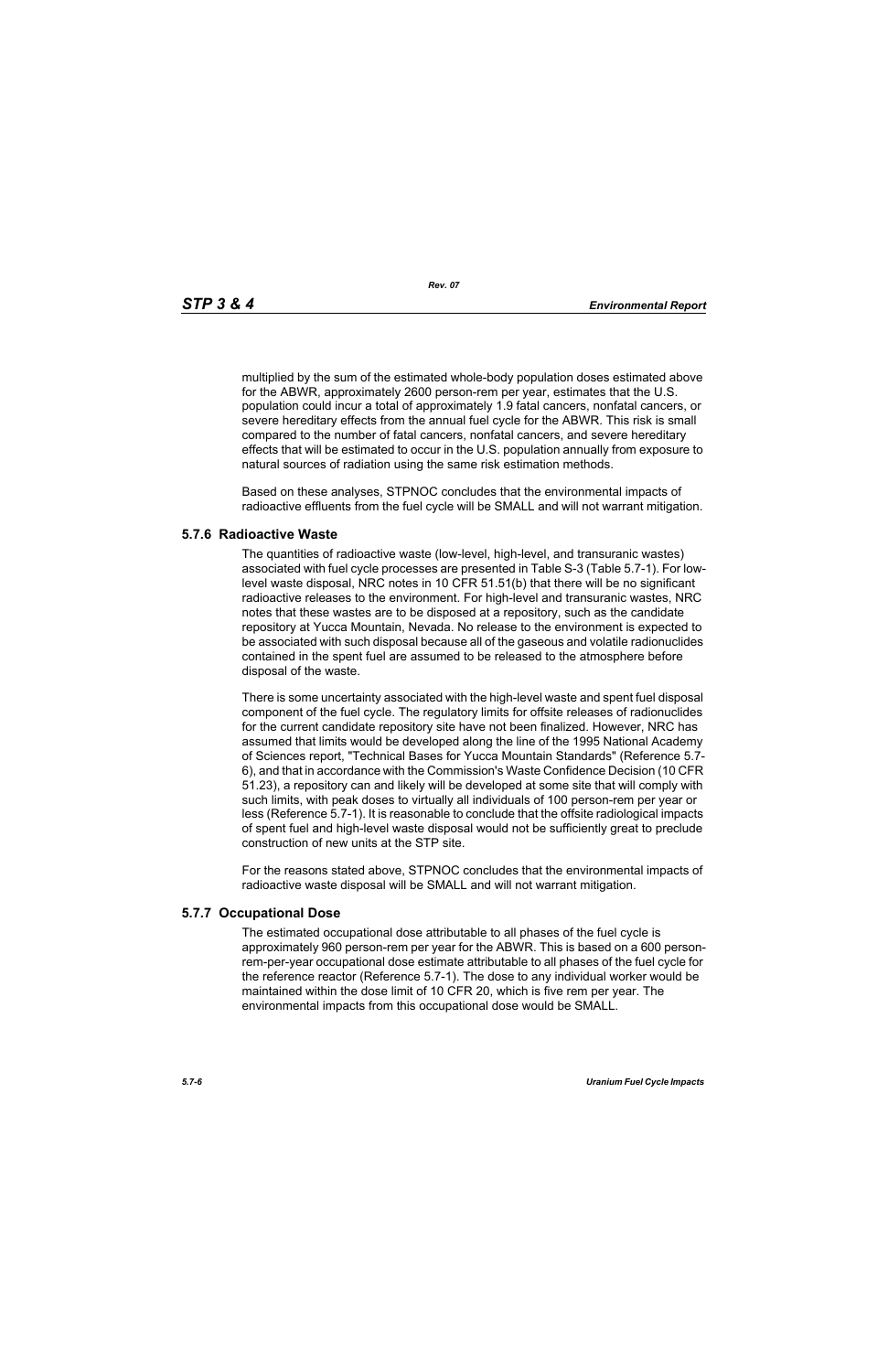multiplied by the sum of the estimated whole-body population doses estimated above for the ABWR, approximately 2600 person-rem per year, estimates that the U.S. population could incur a total of approximately 1.9 fatal cancers, nonfatal cancers, or severe hereditary effects from the annual fuel cycle for the ABWR. This risk is small compared to the number of fatal cancers, nonfatal cancers, and severe hereditary effects that will be estimated to occur in the U.S. population annually from exposure to natural sources of radiation using the same risk estimation methods.

Based on these analyses, STPNOC concludes that the environmental impacts of radioactive effluents from the fuel cycle will be SMALL and will not warrant mitigation.

### 5.7.6 Radioactive Waste

The quantities of radioactive waste (low-level, high-level, and transuranic wastes) associated with fuel cycle processes are presented in Table S-3 (Table 5.7-1). For low-level waste disposal, NRC notes in 10 CFR 51.51(b) that there will be no significant radioactive releases to the environment. For high-level and transuranic wastes, NRC notes that these wastes are to be disposed at a repository, such as the candidate repository at Yucca Mountain, Nevada. No release to the environment is expected to be associated with such disposal because all of the gaseous and volatile radionuclides contained in the spent fuel are assumed to be released to the atmosphere before disposal of the waste.

There is some uncertainty associated with the high-level waste and spent fuel disposal component of the fuel cycle. The regulatory limits for offsite releases of radionuclides for the current candidate repository site have not been finalized. However, NRC has assumed that limits would be developed along the line of the 1995 National Academy of Sciences report, "Technical Bases for Yucca Mountain Standards" (Reference 5.7-6), and that in accordance with the Commission's Waste Confidence Decision (10 CFR 51.23), a repository can and likely will be developed at some site that will comply with such limits, with peak doses to virtually all individuals of 100 person-rem per year or less (Reference 5.7-1). It is reasonable to conclude that the offsite radiological impacts of spent fuel and high-level waste disposal would not be sufficiently great to preclude construction of new units at the STP site.

For the reasons stated above, STPNOC concludes that the environmental impacts of radioactive waste disposal will be SMALL and will not warrant mitigation.

### 5.7.7 Occupational Dose

The estimated occupational dose attributable to all phases of the fuel cycle is approximately 960 person-rem per year for the ABWR. This is based on a 600 person-rem-per-year occupational dose estimate attributable to all phases of the fuel cycle for the reference reactor (Reference 5.7-1). The dose to any individual worker would be maintained within the dose limit of 10 CFR 20, which is five rem per year. The environmental impacts from this occupational dose would be SMALL.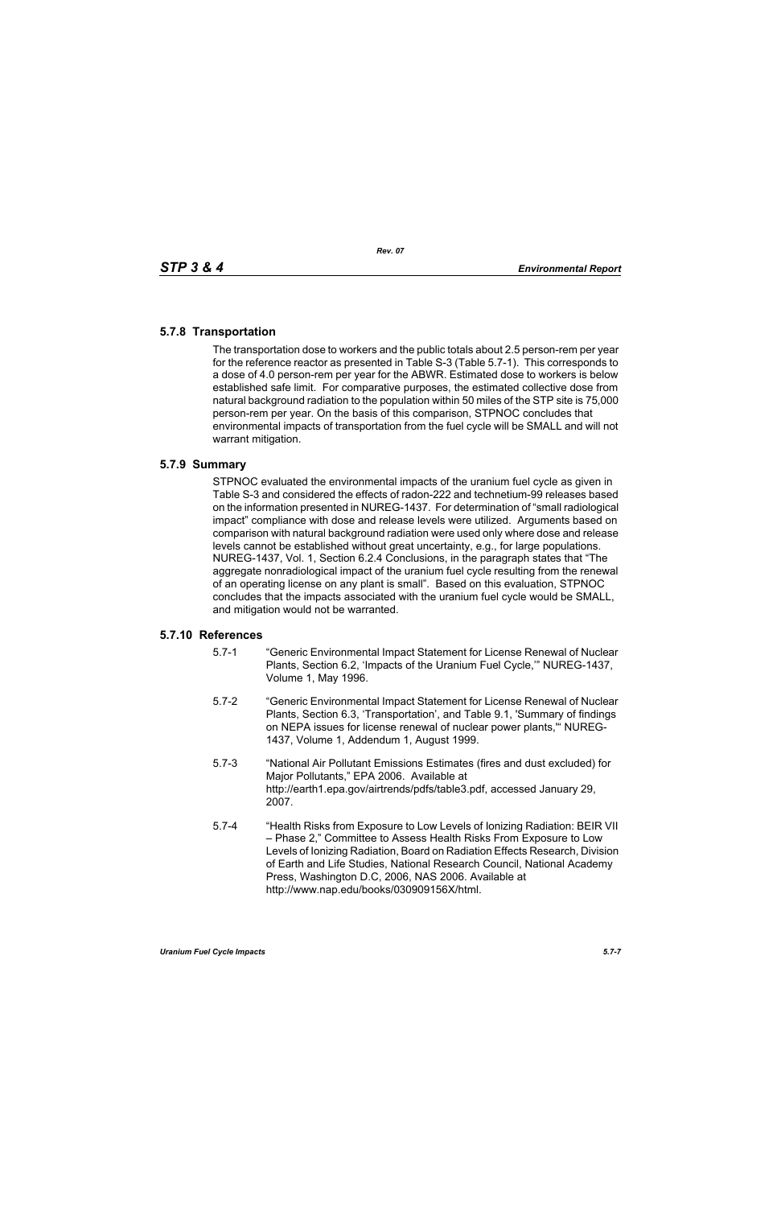### 5.7.8 Transportation

The transportation dose to workers and the public totals about 2.5 person-rem per year for the reference reactor as presented in Table S-3 (Table 5.7-1). This corresponds to a dose of 4.0 person-rem per year for the ABWR. Estimated dose to workers is below established safe limit. For comparative purposes, the estimated collective dose from natural background radiation to the population within 50 miles of the STP site is 75,000 person-rem per year. On the basis of this comparison, STPNOC concludes that environmental impacts of transportation from the fuel cycle will be SMALL and will not warrant mitigation.

### 5.7.9 Summary

STPNOC evaluated the environmental impacts of the uranium fuel cycle as given in Table S-3 and considered the effects of radon-222 and technetium-99 releases based on the information presented in NUREG-1437. For determination of "small radiological impact" compliance with dose and release levels were utilized. Arguments based on comparison with natural background radiation were used only where dose and release levels cannot be established without great uncertainty, e.g., for large populations. NUREG-1437, Vol. 1, Section 6.2.4 Conclusions, in the paragraph states that "The aggregate nonradiological impact of the uranium fuel cycle resulting from the renewal of an operating license on any plant is small". Based on this evaluation, STPNOC concludes that the impacts associated with the uranium fuel cycle would be SMALL, and mitigation would not be warranted.

### 5.7.10 References

5.7-1 "Generic Environmental Impact Statement for License Renewal of Nuclear Plants, Section 6.2, 'Impacts of the Uranium Fuel Cycle,'" NUREG-1437, Volume 1, May 1996.

5.7-2 "Generic Environmental Impact Statement for License Renewal of Nuclear Plants, Section 6.3, 'Transportation', and Table 9.1, 'Summary of findings on NEPA issues for license renewal of nuclear power plants,'" NUREG-1437, Volume 1, Addendum 1, August 1999.

5.7-3 "National Air Pollutant Emissions Estimates (fires and dust excluded) for Major Pollutants," EPA 2006. Available at http://earth1.epa.gov/airtrends/pdfs/table3.pdf, accessed January 29, 2007.

5.7-4 "Health Risks from Exposure to Low Levels of Ionizing Radiation: BEIR VII – Phase 2," Committee to Assess Health Risks From Exposure to Low Levels of Ionizing Radiation, Board on Radiation Effects Research, Division of Earth and Life Studies, National Research Council, National Academy Press, Washington D.C, 2006, NAS 2006. Available at http://www.nap.edu/books/030909156X/html.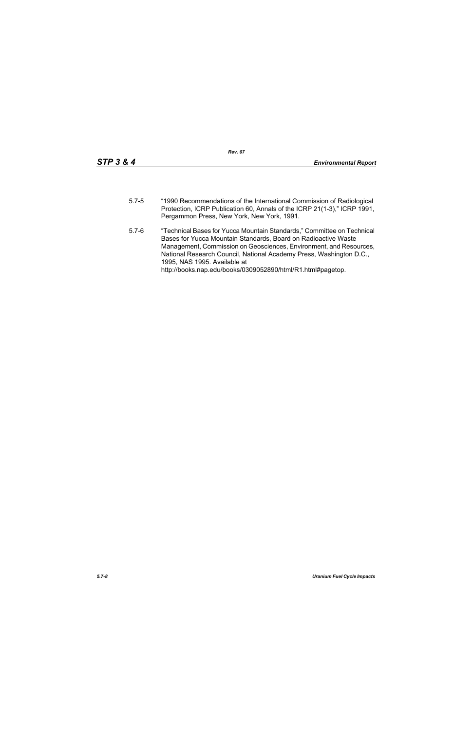5.7-5 "1990 Recommendations of the International Commission of Radiological Protection, ICRP Publication 60, Annals of the ICRP 21(1-3)," ICRP 1991, Pergammon Press, New York, New York, 1991.

5.7-6 "Technical Bases for Yucca Mountain Standards," Committee on Technical Bases for Yucca Mountain Standards, Board on Radioactive Waste Management, Commission on Geosciences, Environment, and Resources, National Research Council, National Academy Press, Washington D.C., 1995, NAS 1995. Available at http://books.nap.edu/books/0309052890/html/R1.html#pagetop.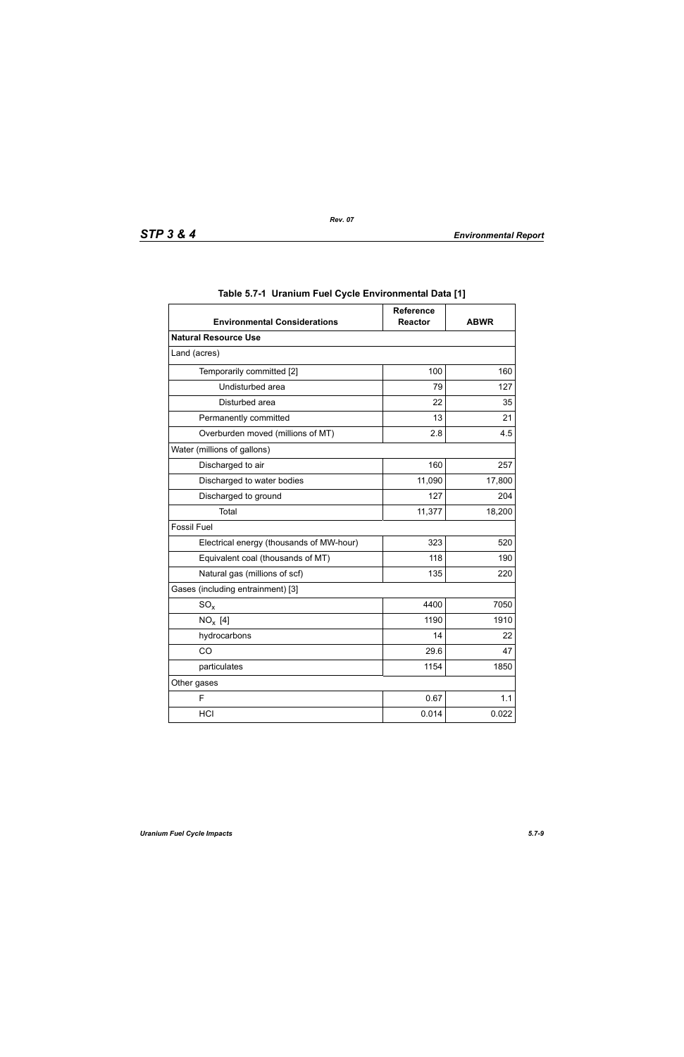**Table 5.7-1 Uranium Fuel Cycle Environmental Data [1]**

| Environmental Considerations | Reference Reactor | ABWR |
|---|---|---|
| **Natural Resource Use** | | |
| Land (acres) | | |
| Temporarily committed [2] | 100 | 160 |
| Undisturbed area | 79 | 127 |
| Disturbed area | 22 | 35 |
| Permanently committed | 13 | 21 |
| Overburden moved (millions of MT) | 2.8 | 4.5 |
| Water (millions of gallons) | | |
| Discharged to air | 160 | 257 |
| Discharged to water bodies | 11,090 | 17,800 |
| Discharged to ground | 127 | 204 |
| Total | 11,377 | 18,200 |
| Fossil Fuel | | |
| Electrical energy (thousands of MW-hour) | 323 | 520 |
| Equivalent coal (thousands of MT) | 118 | 190 |
| Natural gas (millions of scf) | 135 | 220 |
| Gases (including entrainment) [3] | | |
| $SO_x$ | 4400 | 7050 |
| $NO_x$ [4] | 1190 | 1910 |
| hydrocarbons | 14 | 22 |
| CO | 29.6 | 47 |
| particulates | 1154 | 1850 |
| Other gases | | |
| F | 0.67 | 1.1 |
| HCl | 0.014 | 0.022 |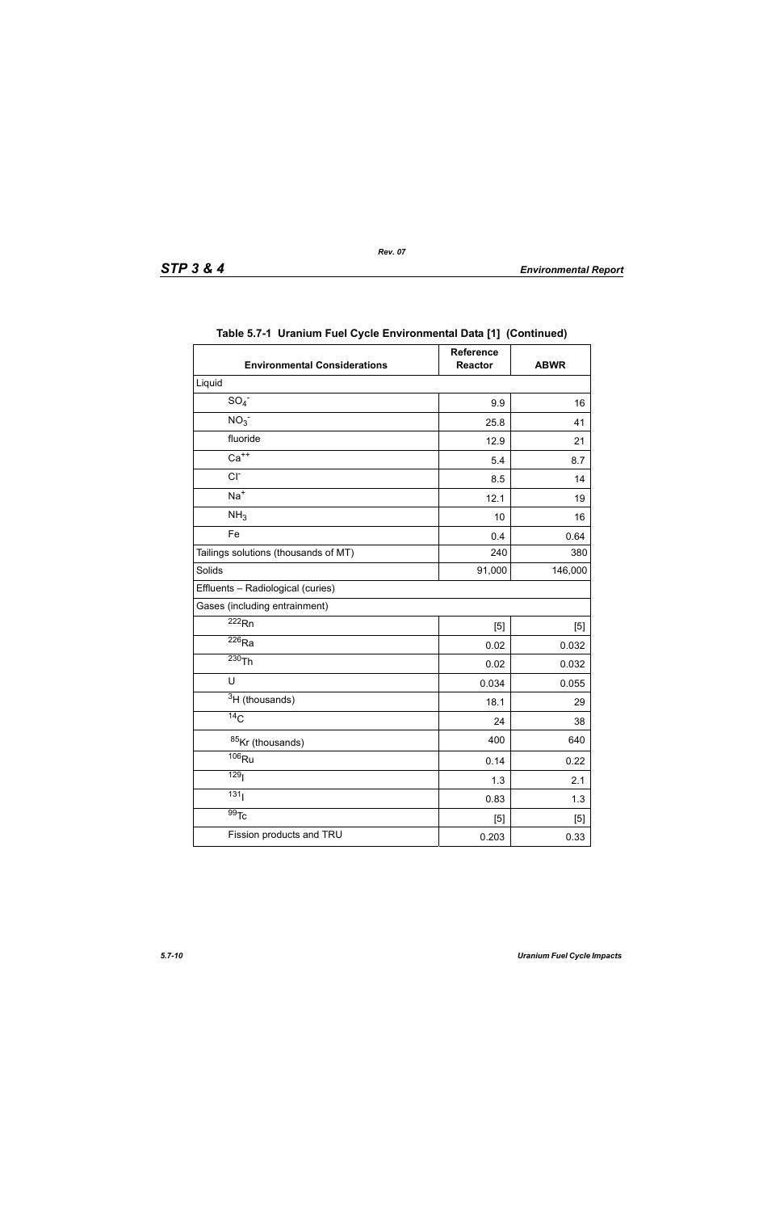**Table 5.7-1 Uranium Fuel Cycle Environmental Data [1] (Continued)**

| Environmental Considerations | Reference Reactor | ABWR |
|---|---|---|
| Liquid | | |
| $SO_4^-$ | 9.9 | 16 |
| $NO_3^-$ | 25.8 | 41 |
| fluoride | 12.9 | 21 |
| $Ca^{++}$ | 5.4 | 8.7 |
| $Cl^-$ | 8.5 | 14 |
| $Na^+$ | 12.1 | 19 |
| $NH_3$ | 10 | 16 |
| Fe | 0.4 | 0.64 |
| Tailings solutions (thousands of MT) | 240 | 380 |
| Solids | 91,000 | 146,000 |
| Effluents – Radiological (curies) | | |
| Gases (including entrainment) | | |
| $^{222}Rn$ | [5] | [5] |
| $^{226}Ra$ | 0.02 | 0.032 |
| $^{230}Th$ | 0.02 | 0.032 |
| U | 0.034 | 0.055 |
| $^{3}H$ (thousands) | 18.1 | 29 |
| $^{14}C$ | 24 | 38 |
| $^{85}Kr$ (thousands) | 400 | 640 |
| $^{106}Ru$ | 0.14 | 0.22 |
| $^{129}I$ | 1.3 | 2.1 |
| $^{131}I$ | 0.83 | 1.3 |
| $^{99}Tc$ | [5] | [5] |
| Fission products and TRU | 0.203 | 0.33 |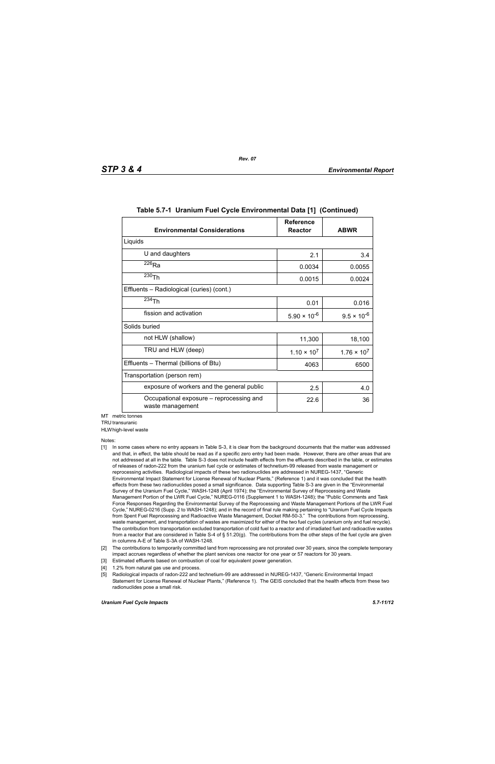## Table 5.7-1 Uranium Fuel Cycle Environmental Data [1] (Continued)

| Environmental Considerations | Reference Reactor | ABWR |
|---|---|---|
| Liquids | | |
| U and daughters | 2.1 | 3.4 |
| $^{226}$Ra | 0.0034 | 0.0055 |
| $^{230}$Th | 0.0015 | 0.0024 |
| Effluents – Radiological (curies) (cont.) | | |
| $^{234}$Th | 0.01 | 0.016 |
| fission and activation | $5.90 \times 10^{-6}$ | $9.5 \times 10^{-6}$ |
| Solids buried | | |
| not HLW (shallow) | 11,300 | 18,100 |
| TRU and HLW (deep) | $1.10 \times 10^{7}$ | $1.76 \times 10^{7}$ |
| Effluents – Thermal (billions of Btu) | 4063 | 6500 |
| Transportation (person rem) | | |
| exposure of workers and the general public | 2.5 | 4.0 |
| Occupational exposure – reprocessing and waste management | 22.6 | 36 |

MT metric tonnes

TRU transuranic

HLW high-level waste

Notes:

[1] In some cases where no entry appears in Table S-3, it is clear from the background documents that the matter was addressed and that, in effect, the table should be read as if a specific zero entry had been made. However, there are other areas that are not addressed at all in the table. Table S-3 does not include health effects from the effluents described in the table, or estimates of releases of radon-222 from the uranium fuel cycle or estimates of technetium-99 released from waste management or reprocessing activities. Radiological impacts of these two radionuclides are addressed in NUREG-1437, "Generic Environmental Impact Statement for License Renewal of Nuclear Plants," (Reference 1) and it was concluded that the health effects from these two radionuclides posed a small significance. Data supporting Table S-3 are given in the "Environmental Survey of the Uranium Fuel Cycle," WASH-1248 (April 1974); the "Environmental Survey of Reprocessing and Waste Management Portion of the LWR Fuel Cycle," NUREG-0116 (Supplement 1 to WASH-1248); the "Public Comments and Task Force Responses Regarding the Environmental Survey of the Reprocessing and Waste Management Portions of the LWR Fuel Cycle," NUREG-0216 (Supp. 2 to WASH-1248); and in the record of final rule making pertaining to "Uranium Fuel Cycle Impacts from Spent Fuel Reprocessing and Radioactive Waste Management, Docket RM-50-3." The contributions from reprocessing, waste management, and transportation of wastes are maximized for either of the two fuel cycles (uranium only and fuel recycle). The contribution from transportation excluded transportation of cold fuel to a reactor and of irradiated fuel and radioactive wastes from a reactor that are considered in Table S-4 of § 51.20(g). The contributions from the other steps of the fuel cycle are given in columns A-E of Table S-3A of WASH-1248.

[2] The contributions to temporarily committed land from reprocessing are not prorated over 30 years, since the complete temporary impact accrues regardless of whether the plant services one reactor for one year or 57 reactors for 30 years.

[3] Estimated effluents based on combustion of coal for equivalent power generation.

[4] 1.2% from natural gas use and process.

[5] Radiological impacts of radon-222 and technetium-99 are addressed in NUREG-1437, "Generic Environmental Impact Statement for License Renewal of Nuclear Plants," (Reference 1). The GEIS concluded that the health effects from these two radionuclides pose a small risk.